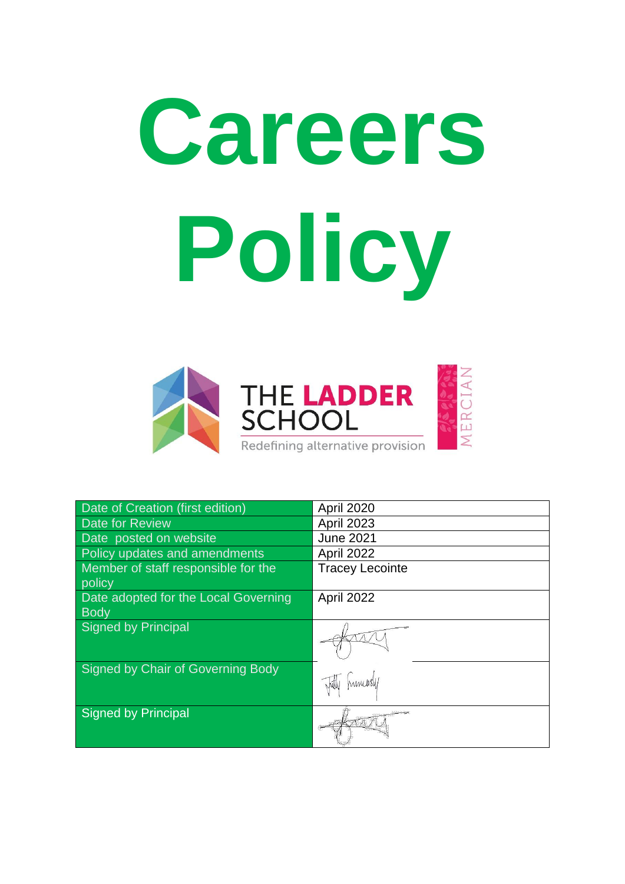# Careers Policy

THE LADDER SCHOOL

Redefining alternative provision

MERCIAN

| Date of Creation (first edition) | April 2020 |
|---|---|
| Date for Review | April 2023 |
| Date posted on website | June 2021 |
| Policy updates and amendments | April 2022 |
| Member of staff responsible for the policy | Tracey Lecointe |
| Date adopted for the Local Governing Body | April 2022 |
| Signed by Principal | |
| Signed by Chair of Governing Body | |
| Signed by Principal | |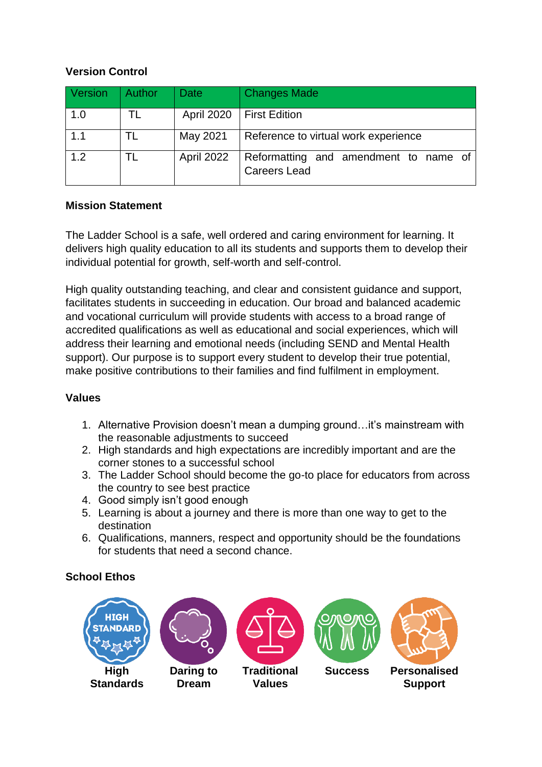**Version Control**

| Version | Author | Date | Changes Made |
|---|---|---|---|
| 1.0 | TL | April 2020 | First Edition |
| 1.1 | TL | May 2021 | Reference to virtual work experience |
| 1.2 | TL | April 2022 | Reformatting and amendment to name of Careers Lead |

**Mission Statement**

The Ladder School is a safe, well ordered and caring environment for learning. It delivers high quality education to all its students and supports them to develop their individual potential for growth, self-worth and self-control.

High quality outstanding teaching, and clear and consistent guidance and support, facilitates students in succeeding in education. Our broad and balanced academic and vocational curriculum will provide students with access to a broad range of accredited qualifications as well as educational and social experiences, which will address their learning and emotional needs (including SEND and Mental Health support). Our purpose is to support every student to develop their true potential, make positive contributions to their families and find fulfilment in employment.

**Values**

1. Alternative Provision doesn't mean a dumping ground…it's mainstream with the reasonable adjustments to succeed
2. High standards and high expectations are incredibly important and are the corner stones to a successful school
3. The Ladder School should become the go-to place for educators from across the country to see best practice
4. Good simply isn't good enough
5. Learning is about a journey and there is more than one way to get to the destination
6. Qualifications, manners, respect and opportunity should be the foundations for students that need a second chance.

**School Ethos**

**High Standards** | **Daring to Dream** | **Traditional Values** | **Success** | **Personalised Support**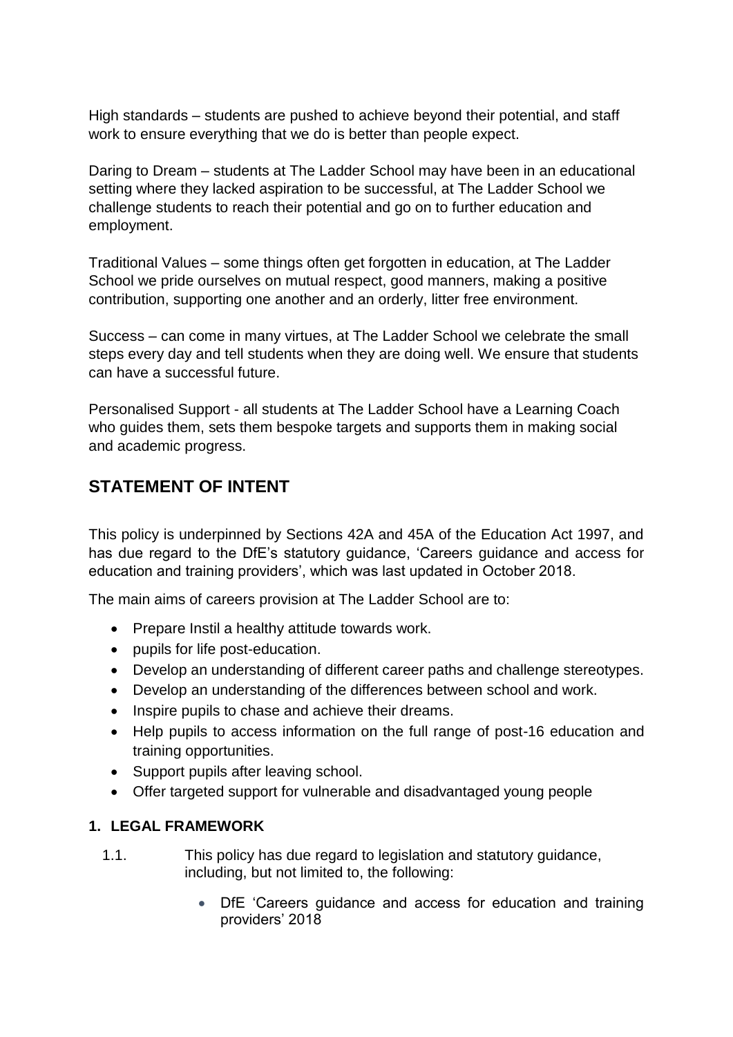High standards – students are pushed to achieve beyond their potential, and staff work to ensure everything that we do is better than people expect.

Daring to Dream – students at The Ladder School may have been in an educational setting where they lacked aspiration to be successful, at The Ladder School we challenge students to reach their potential and go on to further education and employment.

Traditional Values – some things often get forgotten in education, at The Ladder School we pride ourselves on mutual respect, good manners, making a positive contribution, supporting one another and an orderly, litter free environment.

Success – can come in many virtues, at The Ladder School we celebrate the small steps every day and tell students when they are doing well. We ensure that students can have a successful future.

Personalised Support - all students at The Ladder School have a Learning Coach who guides them, sets them bespoke targets and supports them in making social and academic progress.

## STATEMENT OF INTENT

This policy is underpinned by Sections 42A and 45A of the Education Act 1997, and has due regard to the DfE's statutory guidance, 'Careers guidance and access for education and training providers', which was last updated in October 2018.

The main aims of careers provision at The Ladder School are to:

- Prepare Instil a healthy attitude towards work.
- pupils for life post-education.
- Develop an understanding of different career paths and challenge stereotypes.
- Develop an understanding of the differences between school and work.
- Inspire pupils to chase and achieve their dreams.
- Help pupils to access information on the full range of post-16 education and training opportunities.
- Support pupils after leaving school.
- Offer targeted support for vulnerable and disadvantaged young people

### 1. LEGAL FRAMEWORK

1.1. This policy has due regard to legislation and statutory guidance, including, but not limited to, the following:

- DfE 'Careers guidance and access for education and training providers' 2018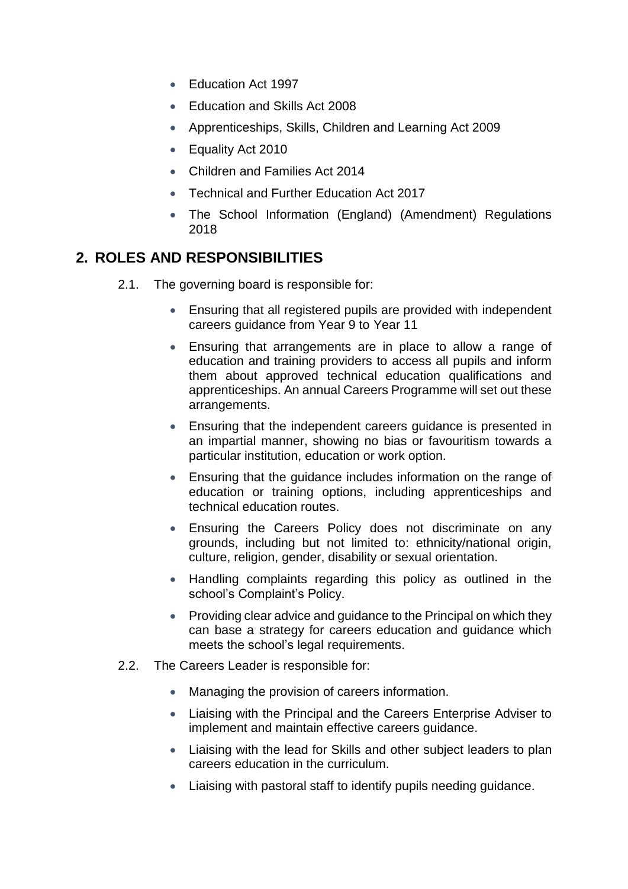- Education Act 1997
- Education and Skills Act 2008
- Apprenticeships, Skills, Children and Learning Act 2009
- Equality Act 2010
- Children and Families Act 2014
- Technical and Further Education Act 2017
- The School Information (England) (Amendment) Regulations 2018

## 2. ROLES AND RESPONSIBILITIES

2.1. The governing board is responsible for:

- Ensuring that all registered pupils are provided with independent careers guidance from Year 9 to Year 11
- Ensuring that arrangements are in place to allow a range of education and training providers to access all pupils and inform them about approved technical education qualifications and apprenticeships. An annual Careers Programme will set out these arrangements.
- Ensuring that the independent careers guidance is presented in an impartial manner, showing no bias or favouritism towards a particular institution, education or work option.
- Ensuring that the guidance includes information on the range of education or training options, including apprenticeships and technical education routes.
- Ensuring the Careers Policy does not discriminate on any grounds, including but not limited to: ethnicity/national origin, culture, religion, gender, disability or sexual orientation.
- Handling complaints regarding this policy as outlined in the school's Complaint's Policy.
- Providing clear advice and guidance to the Principal on which they can base a strategy for careers education and guidance which meets the school's legal requirements.

2.2. The Careers Leader is responsible for:

- Managing the provision of careers information.
- Liaising with the Principal and the Careers Enterprise Adviser to implement and maintain effective careers guidance.
- Liaising with the lead for Skills and other subject leaders to plan careers education in the curriculum.
- Liaising with pastoral staff to identify pupils needing guidance.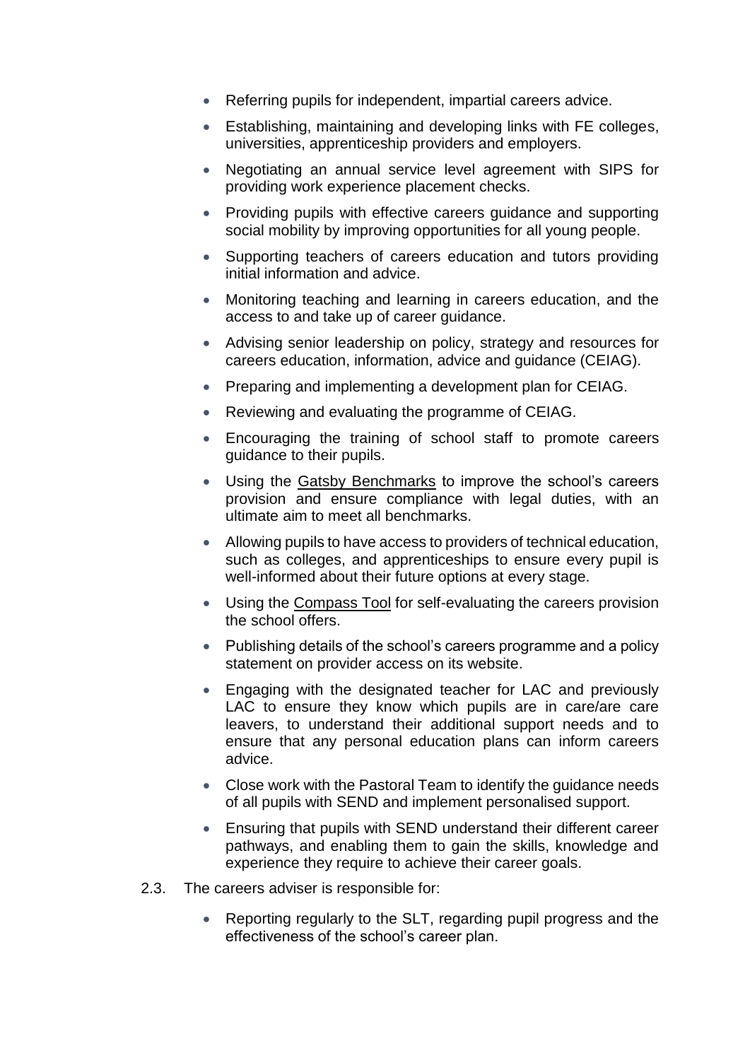- Referring pupils for independent, impartial careers advice.
- Establishing, maintaining and developing links with FE colleges, universities, apprenticeship providers and employers.
- Negotiating an annual service level agreement with SIPS for providing work experience placement checks.
- Providing pupils with effective careers guidance and supporting social mobility by improving opportunities for all young people.
- Supporting teachers of careers education and tutors providing initial information and advice.
- Monitoring teaching and learning in careers education, and the access to and take up of career guidance.
- Advising senior leadership on policy, strategy and resources for careers education, information, advice and guidance (CEIAG).
- Preparing and implementing a development plan for CEIAG.
- Reviewing and evaluating the programme of CEIAG.
- Encouraging the training of school staff to promote careers guidance to their pupils.
- Using the Gatsby Benchmarks to improve the school's careers provision and ensure compliance with legal duties, with an ultimate aim to meet all benchmarks.
- Allowing pupils to have access to providers of technical education, such as colleges, and apprenticeships to ensure every pupil is well-informed about their future options at every stage.
- Using the Compass Tool for self-evaluating the careers provision the school offers.
- Publishing details of the school's careers programme and a policy statement on provider access on its website.
- Engaging with the designated teacher for LAC and previously LAC to ensure they know which pupils are in care/are care leavers, to understand their additional support needs and to ensure that any personal education plans can inform careers advice.
- Close work with the Pastoral Team to identify the guidance needs of all pupils with SEND and implement personalised support.
- Ensuring that pupils with SEND understand their different career pathways, and enabling them to gain the skills, knowledge and experience they require to achieve their career goals.

2.3. The careers adviser is responsible for:

- Reporting regularly to the SLT, regarding pupil progress and the effectiveness of the school's career plan.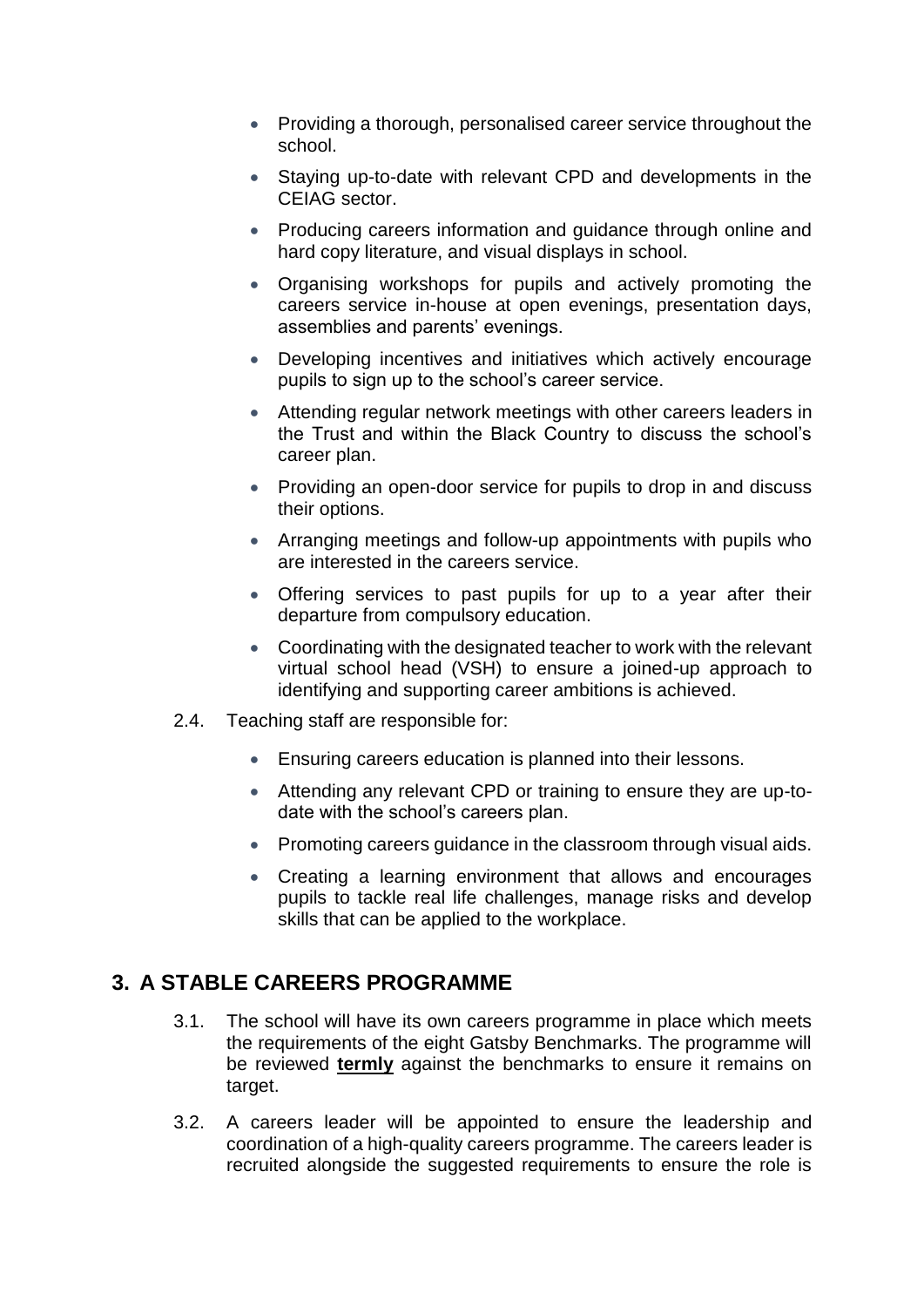- Providing a thorough, personalised career service throughout the school.
- Staying up-to-date with relevant CPD and developments in the CEIAG sector.
- Producing careers information and guidance through online and hard copy literature, and visual displays in school.
- Organising workshops for pupils and actively promoting the careers service in-house at open evenings, presentation days, assemblies and parents' evenings.
- Developing incentives and initiatives which actively encourage pupils to sign up to the school's career service.
- Attending regular network meetings with other careers leaders in the Trust and within the Black Country to discuss the school's career plan.
- Providing an open-door service for pupils to drop in and discuss their options.
- Arranging meetings and follow-up appointments with pupils who are interested in the careers service.
- Offering services to past pupils for up to a year after their departure from compulsory education.
- Coordinating with the designated teacher to work with the relevant virtual school head (VSH) to ensure a joined-up approach to identifying and supporting career ambitions is achieved.

2.4. Teaching staff are responsible for:

- Ensuring careers education is planned into their lessons.
- Attending any relevant CPD or training to ensure they are up-to-date with the school's careers plan.
- Promoting careers guidance in the classroom through visual aids.
- Creating a learning environment that allows and encourages pupils to tackle real life challenges, manage risks and develop skills that can be applied to the workplace.

## 3. A STABLE CAREERS PROGRAMME

3.1. The school will have its own careers programme in place which meets the requirements of the eight Gatsby Benchmarks. The programme will be reviewed **termly** against the benchmarks to ensure it remains on target.

3.2. A careers leader will be appointed to ensure the leadership and coordination of a high-quality careers programme. The careers leader is recruited alongside the suggested requirements to ensure the role is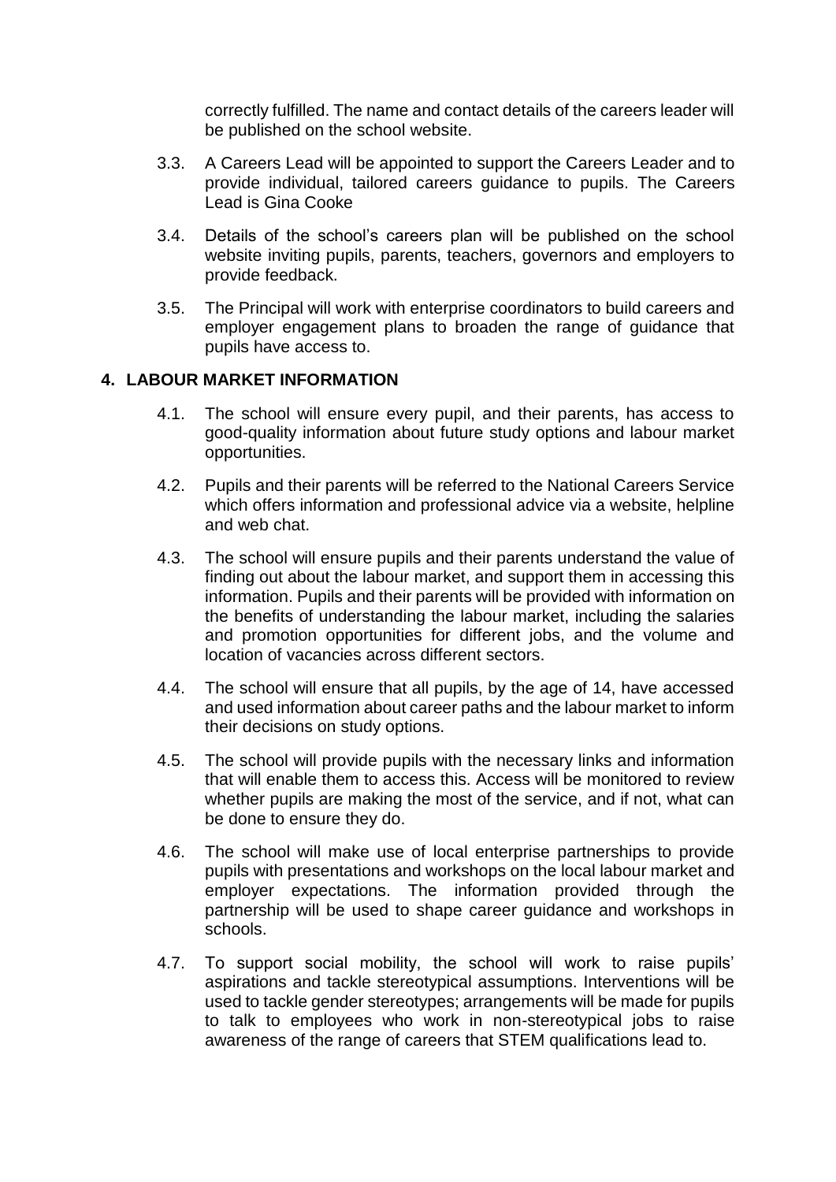correctly fulfilled. The name and contact details of the careers leader will be published on the school website.

3.3. A Careers Lead will be appointed to support the Careers Leader and to provide individual, tailored careers guidance to pupils. The Careers Lead is Gina Cooke

3.4. Details of the school's careers plan will be published on the school website inviting pupils, parents, teachers, governors and employers to provide feedback.

3.5. The Principal will work with enterprise coordinators to build careers and employer engagement plans to broaden the range of guidance that pupils have access to.

## 4. LABOUR MARKET INFORMATION

4.1. The school will ensure every pupil, and their parents, has access to good-quality information about future study options and labour market opportunities.

4.2. Pupils and their parents will be referred to the National Careers Service which offers information and professional advice via a website, helpline and web chat.

4.3. The school will ensure pupils and their parents understand the value of finding out about the labour market, and support them in accessing this information. Pupils and their parents will be provided with information on the benefits of understanding the labour market, including the salaries and promotion opportunities for different jobs, and the volume and location of vacancies across different sectors.

4.4. The school will ensure that all pupils, by the age of 14, have accessed and used information about career paths and the labour market to inform their decisions on study options.

4.5. The school will provide pupils with the necessary links and information that will enable them to access this. Access will be monitored to review whether pupils are making the most of the service, and if not, what can be done to ensure they do.

4.6. The school will make use of local enterprise partnerships to provide pupils with presentations and workshops on the local labour market and employer expectations. The information provided through the partnership will be used to shape career guidance and workshops in schools.

4.7. To support social mobility, the school will work to raise pupils' aspirations and tackle stereotypical assumptions. Interventions will be used to tackle gender stereotypes; arrangements will be made for pupils to talk to employees who work in non-stereotypical jobs to raise awareness of the range of careers that STEM qualifications lead to.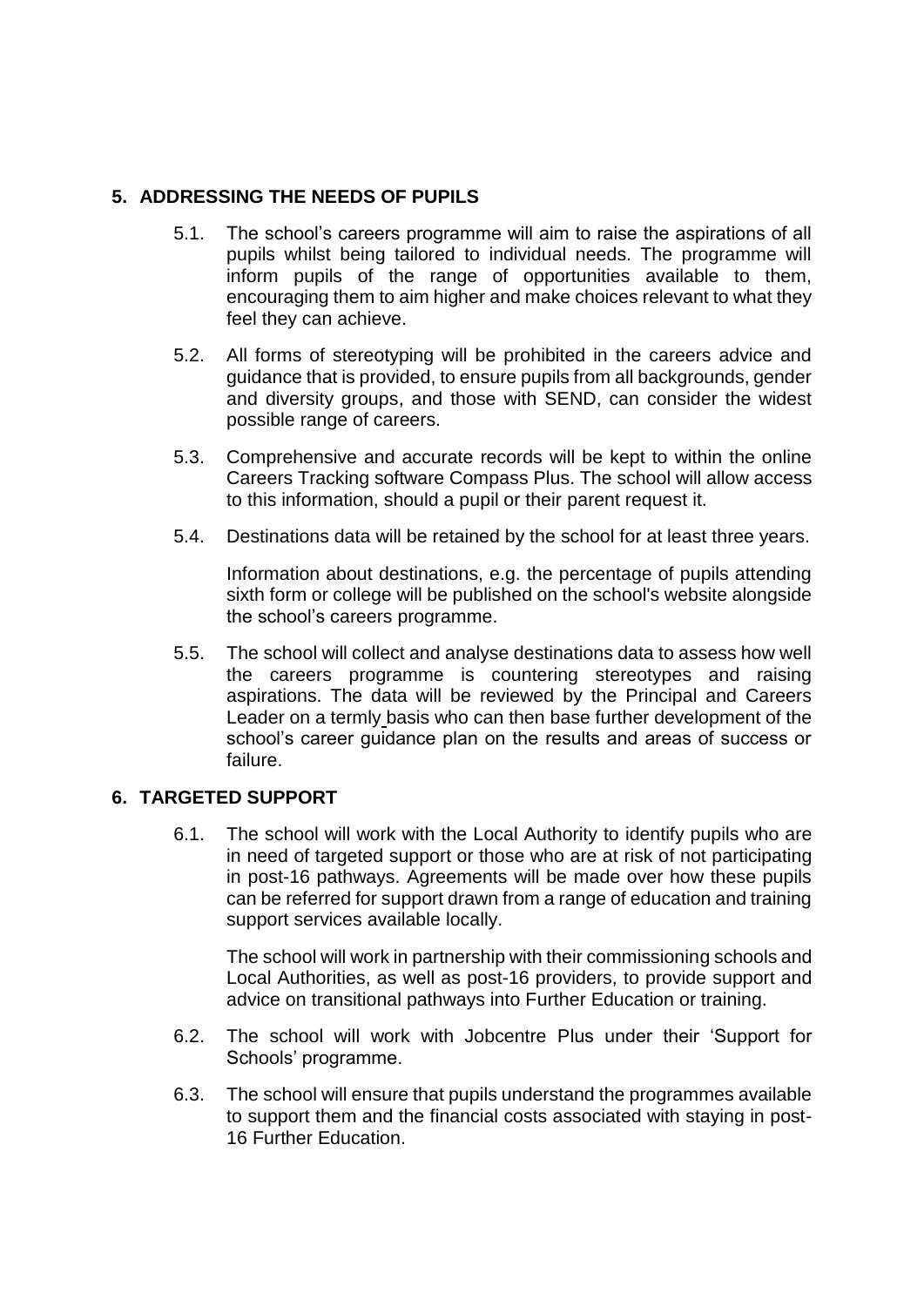## 5. ADDRESSING THE NEEDS OF PUPILS

5.1. The school's careers programme will aim to raise the aspirations of all pupils whilst being tailored to individual needs. The programme will inform pupils of the range of opportunities available to them, encouraging them to aim higher and make choices relevant to what they feel they can achieve.

5.2. All forms of stereotyping will be prohibited in the careers advice and guidance that is provided, to ensure pupils from all backgrounds, gender and diversity groups, and those with SEND, can consider the widest possible range of careers.

5.3. Comprehensive and accurate records will be kept to within the online Careers Tracking software Compass Plus. The school will allow access to this information, should a pupil or their parent request it.

5.4. Destinations data will be retained by the school for at least three years.

Information about destinations, e.g. the percentage of pupils attending sixth form or college will be published on the school's website alongside the school's careers programme.

5.5. The school will collect and analyse destinations data to assess how well the careers programme is countering stereotypes and raising aspirations. The data will be reviewed by the Principal and Careers Leader on a termly basis who can then base further development of the school's career guidance plan on the results and areas of success or failure.

## 6. TARGETED SUPPORT

6.1. The school will work with the Local Authority to identify pupils who are in need of targeted support or those who are at risk of not participating in post-16 pathways. Agreements will be made over how these pupils can be referred for support drawn from a range of education and training support services available locally.

The school will work in partnership with their commissioning schools and Local Authorities, as well as post-16 providers, to provide support and advice on transitional pathways into Further Education or training.

6.2. The school will work with Jobcentre Plus under their 'Support for Schools' programme.

6.3. The school will ensure that pupils understand the programmes available to support them and the financial costs associated with staying in post-16 Further Education.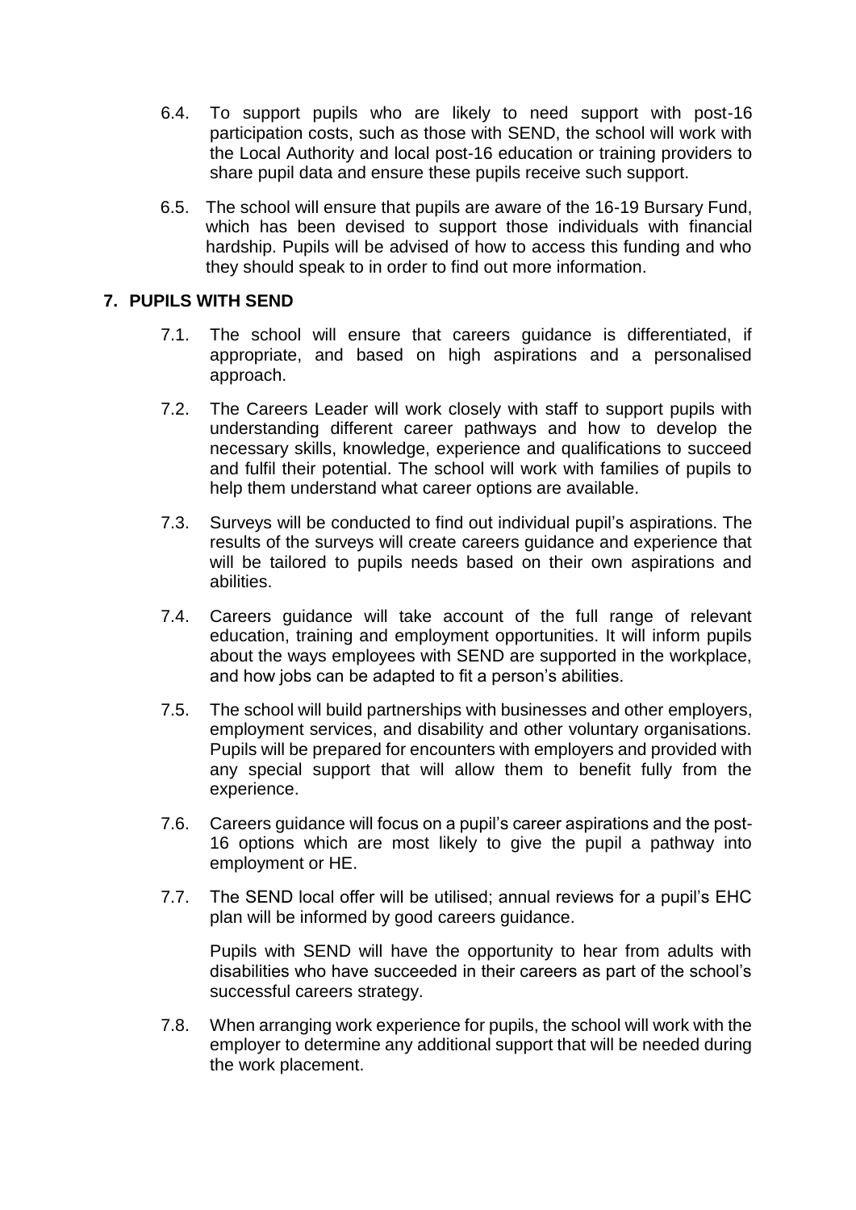6.4. To support pupils who are likely to need support with post-16 participation costs, such as those with SEND, the school will work with the Local Authority and local post-16 education or training providers to share pupil data and ensure these pupils receive such support.

6.5. The school will ensure that pupils are aware of the 16-19 Bursary Fund, which has been devised to support those individuals with financial hardship. Pupils will be advised of how to access this funding and who they should speak to in order to find out more information.

## 7. PUPILS WITH SEND

7.1. The school will ensure that careers guidance is differentiated, if appropriate, and based on high aspirations and a personalised approach.

7.2. The Careers Leader will work closely with staff to support pupils with understanding different career pathways and how to develop the necessary skills, knowledge, experience and qualifications to succeed and fulfil their potential. The school will work with families of pupils to help them understand what career options are available.

7.3. Surveys will be conducted to find out individual pupil's aspirations. The results of the surveys will create careers guidance and experience that will be tailored to pupils needs based on their own aspirations and abilities.

7.4. Careers guidance will take account of the full range of relevant education, training and employment opportunities. It will inform pupils about the ways employees with SEND are supported in the workplace, and how jobs can be adapted to fit a person's abilities.

7.5. The school will build partnerships with businesses and other employers, employment services, and disability and other voluntary organisations. Pupils will be prepared for encounters with employers and provided with any special support that will allow them to benefit fully from the experience.

7.6. Careers guidance will focus on a pupil's career aspirations and the post-16 options which are most likely to give the pupil a pathway into employment or HE.

7.7. The SEND local offer will be utilised; annual reviews for a pupil's EHC plan will be informed by good careers guidance.

Pupils with SEND will have the opportunity to hear from adults with disabilities who have succeeded in their careers as part of the school's successful careers strategy.

7.8. When arranging work experience for pupils, the school will work with the employer to determine any additional support that will be needed during the work placement.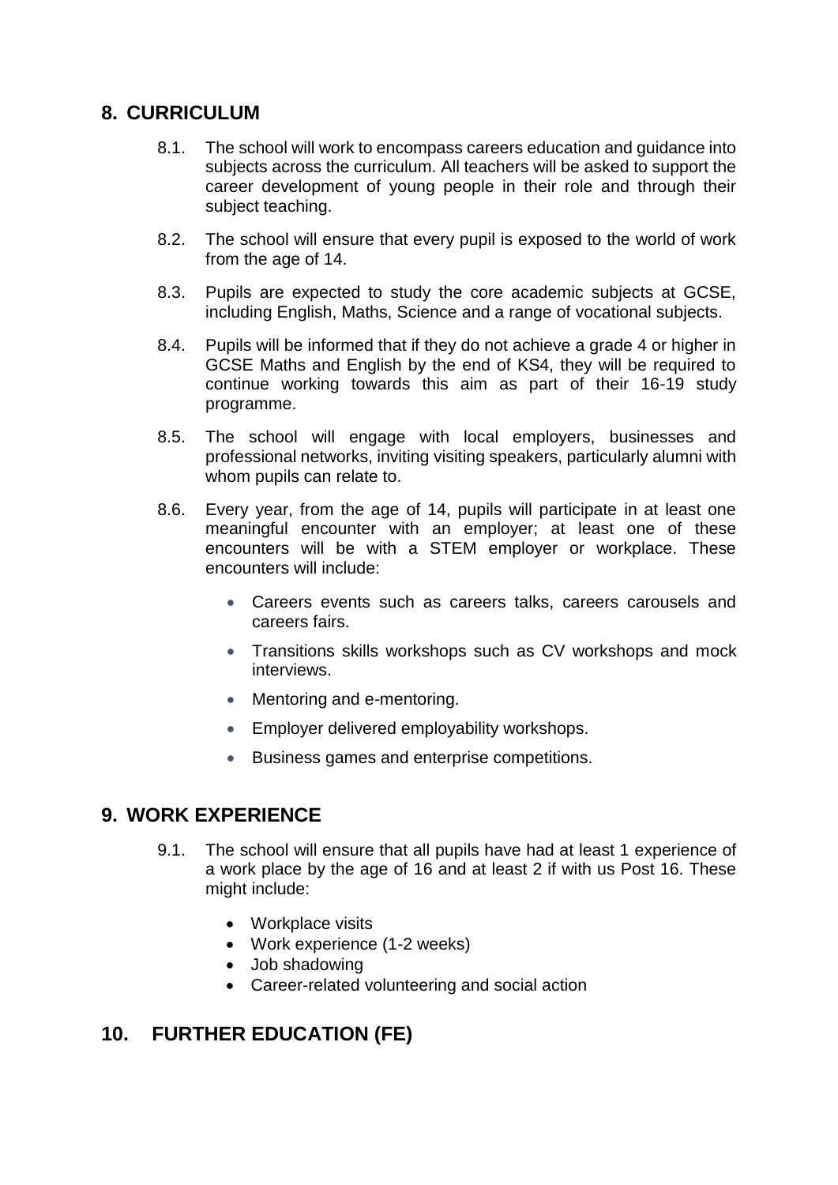## 8. CURRICULUM

8.1. The school will work to encompass careers education and guidance into subjects across the curriculum. All teachers will be asked to support the career development of young people in their role and through their subject teaching.

8.2. The school will ensure that every pupil is exposed to the world of work from the age of 14.

8.3. Pupils are expected to study the core academic subjects at GCSE, including English, Maths, Science and a range of vocational subjects.

8.4. Pupils will be informed that if they do not achieve a grade 4 or higher in GCSE Maths and English by the end of KS4, they will be required to continue working towards this aim as part of their 16-19 study programme.

8.5. The school will engage with local employers, businesses and professional networks, inviting visiting speakers, particularly alumni with whom pupils can relate to.

8.6. Every year, from the age of 14, pupils will participate in at least one meaningful encounter with an employer; at least one of these encounters will be with a STEM employer or workplace. These encounters will include:

- Careers events such as careers talks, careers carousels and careers fairs.
- Transitions skills workshops such as CV workshops and mock interviews.
- Mentoring and e-mentoring.
- Employer delivered employability workshops.
- Business games and enterprise competitions.

## 9. WORK EXPERIENCE

9.1. The school will ensure that all pupils have had at least 1 experience of a work place by the age of 16 and at least 2 if with us Post 16. These might include:

- Workplace visits
- Work experience (1-2 weeks)
- Job shadowing
- Career-related volunteering and social action

## 10. FURTHER EDUCATION (FE)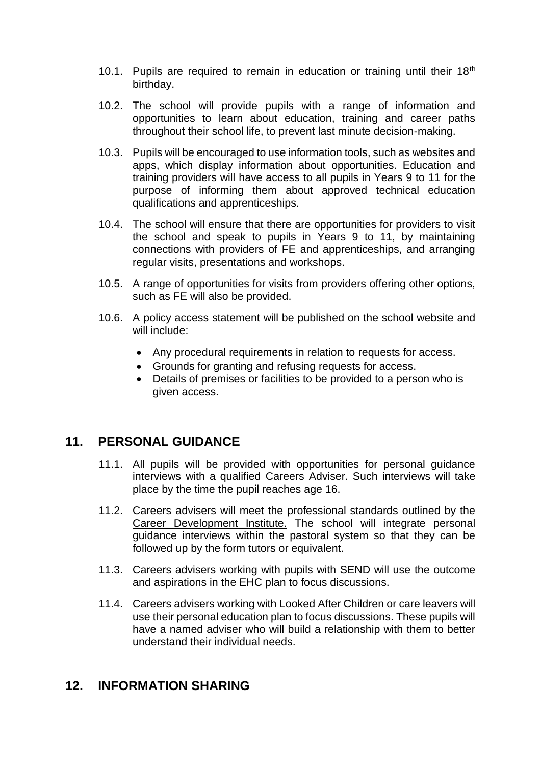10.1. Pupils are required to remain in education or training until their 18th birthday.

10.2. The school will provide pupils with a range of information and opportunities to learn about education, training and career paths throughout their school life, to prevent last minute decision-making.

10.3. Pupils will be encouraged to use information tools, such as websites and apps, which display information about opportunities. Education and training providers will have access to all pupils in Years 9 to 11 for the purpose of informing them about approved technical education qualifications and apprenticeships.

10.4. The school will ensure that there are opportunities for providers to visit the school and speak to pupils in Years 9 to 11, by maintaining connections with providers of FE and apprenticeships, and arranging regular visits, presentations and workshops.

10.5. A range of opportunities for visits from providers offering other options, such as FE will also be provided.

10.6. A policy access statement will be published on the school website and will include:

- Any procedural requirements in relation to requests for access.
- Grounds for granting and refusing requests for access.
- Details of premises or facilities to be provided to a person who is given access.

## 11. PERSONAL GUIDANCE

11.1. All pupils will be provided with opportunities for personal guidance interviews with a qualified Careers Adviser. Such interviews will take place by the time the pupil reaches age 16.

11.2. Careers advisers will meet the professional standards outlined by the Career Development Institute. The school will integrate personal guidance interviews within the pastoral system so that they can be followed up by the form tutors or equivalent.

11.3. Careers advisers working with pupils with SEND will use the outcome and aspirations in the EHC plan to focus discussions.

11.4. Careers advisers working with Looked After Children or care leavers will use their personal education plan to focus discussions. These pupils will have a named adviser who will build a relationship with them to better understand their individual needs.

## 12. INFORMATION SHARING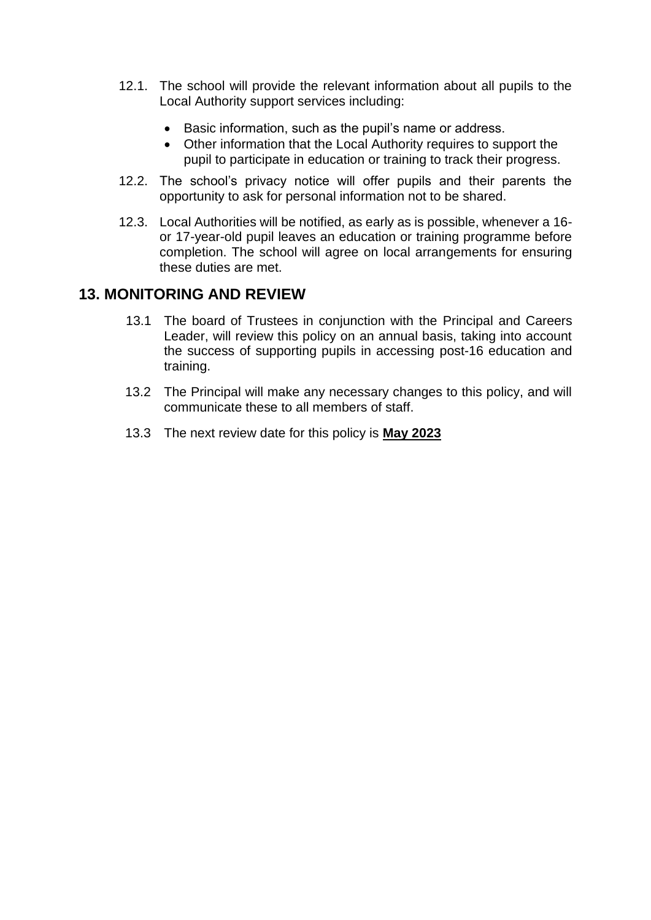12.1. The school will provide the relevant information about all pupils to the Local Authority support services including:

- Basic information, such as the pupil's name or address.
- Other information that the Local Authority requires to support the pupil to participate in education or training to track their progress.

12.2. The school's privacy notice will offer pupils and their parents the opportunity to ask for personal information not to be shared.

12.3. Local Authorities will be notified, as early as is possible, whenever a 16- or 17-year-old pupil leaves an education or training programme before completion. The school will agree on local arrangements for ensuring these duties are met.

## 13. MONITORING AND REVIEW

13.1 The board of Trustees in conjunction with the Principal and Careers Leader, will review this policy on an annual basis, taking into account the success of supporting pupils in accessing post-16 education and training.

13.2 The Principal will make any necessary changes to this policy, and will communicate these to all members of staff.

13.3 The next review date for this policy is **May 2023**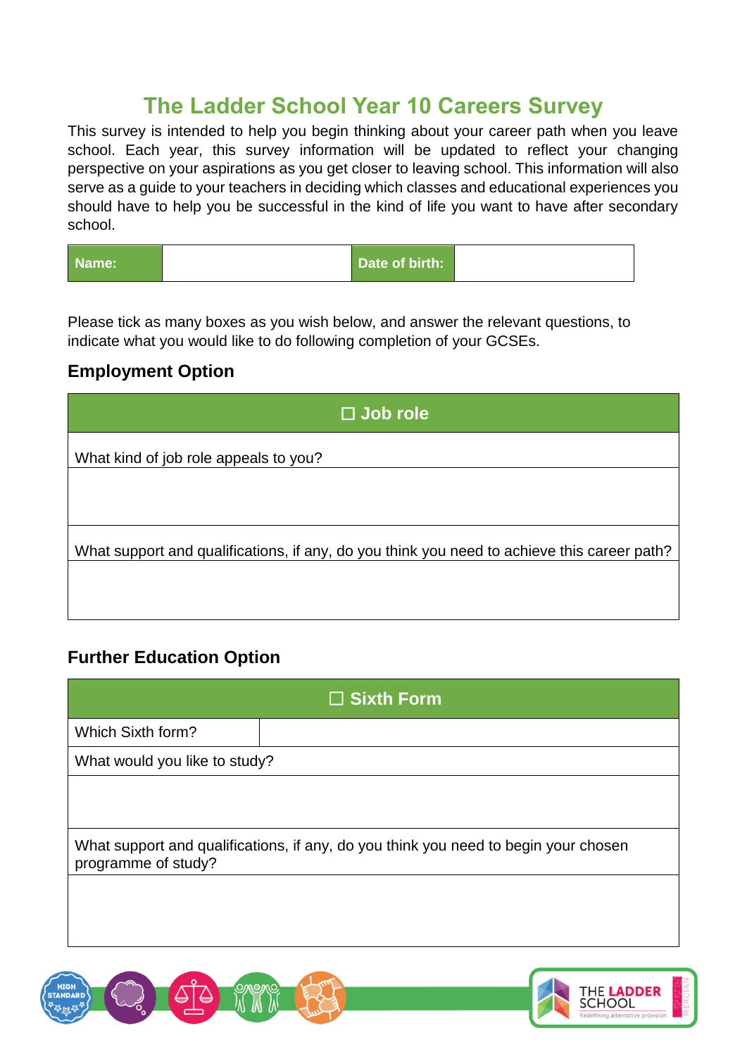# The Ladder School Year 10 Careers Survey

This survey is intended to help you begin thinking about your career path when you leave school. Each year, this survey information will be updated to reflect your changing perspective on your aspirations as you get closer to leaving school. This information will also serve as a guide to your teachers in deciding which classes and educational experiences you should have to help you be successful in the kind of life you want to have after secondary school.

| **Name:** | | **Date of birth:** | |
|---|---|---|---|

Please tick as many boxes as you wish below, and answer the relevant questions, to indicate what you would like to do following completion of your GCSEs.

## Employment Option

| ☐ **Job role** |
|---|
| What kind of job role appeals to you? |
| |
| What support and qualifications, if any, do you think you need to achieve this career path? |
| |

## Further Education Option

| ☐ **Sixth Form** | |
|---|---|
| Which Sixth form? | |
| What would you like to study? | |
| | |
| What support and qualifications, if any, do you think you need to begin your chosen programme of study? | |
| | |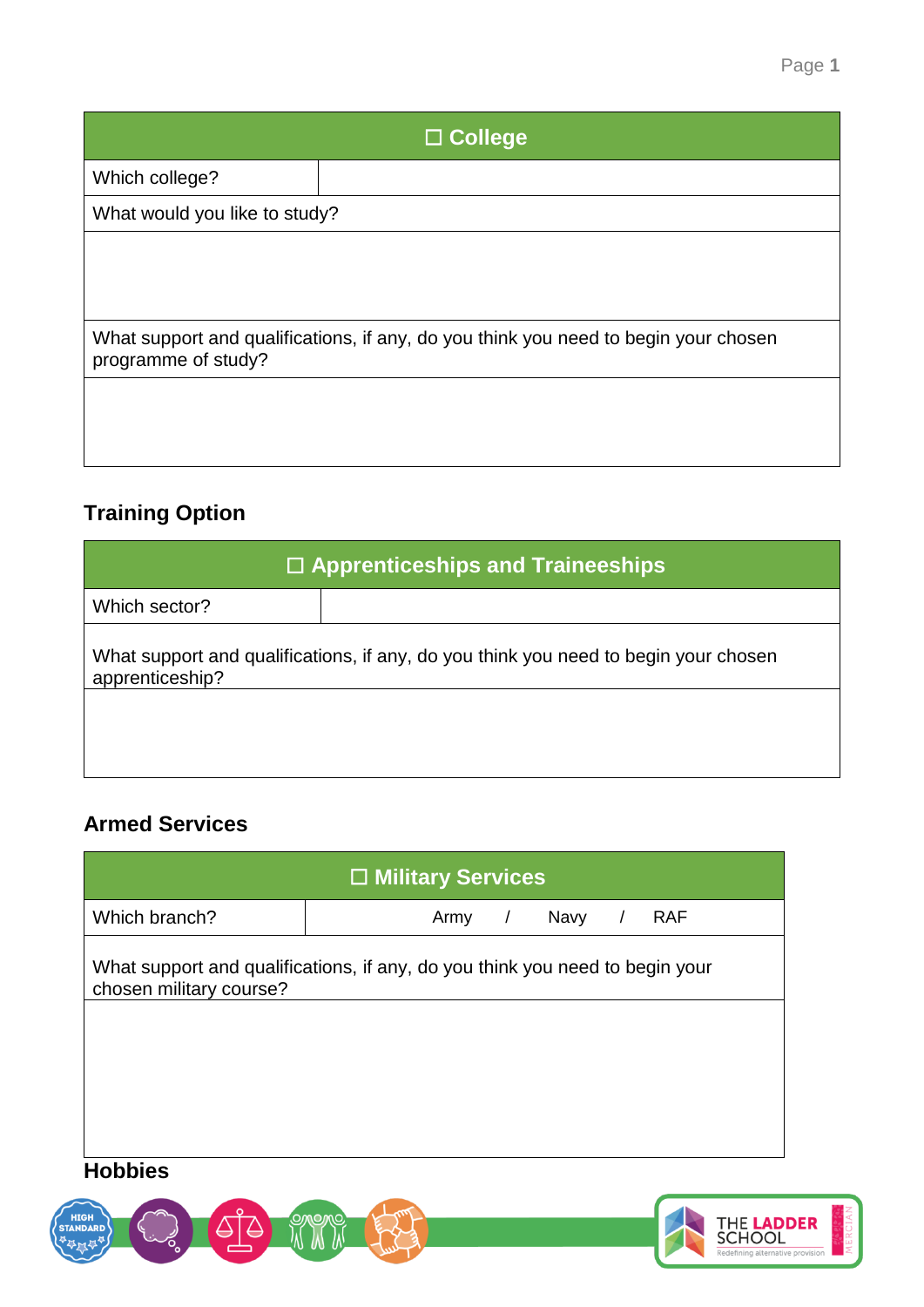| ☐ College | |
|---|---|
| Which college? | |
| What would you like to study? | |
| | |
| What support and qualifications, if any, do you think you need to begin your chosen programme of study? | |
| | |

## Training Option

| ☐ Apprenticeships and Traineeships | |
|---|---|
| Which sector? | |
| What support and qualifications, if any, do you think you need to begin your chosen apprenticeship? | |
| | |

## Armed Services

| ☐ Military Services | |
|---|---|
| Which branch? | Army / Navy / RAF |
| What support and qualifications, if any, do you think you need to begin your chosen military course? | |
| | |

## Hobbies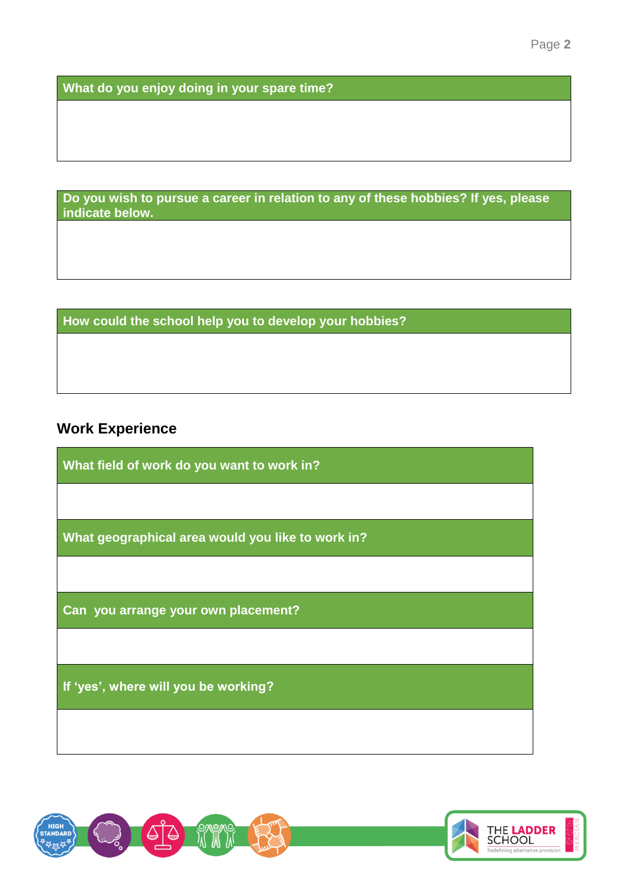| What do you enjoy doing in your spare time? |
| --- |
| |

| Do you wish to pursue a career in relation to any of these hobbies? If yes, please indicate below. |
| --- |
| |

| How could the school help you to develop your hobbies? |
| --- |
| |

## Work Experience

| What field of work do you want to work in? |
| --- |
| |
| **What geographical area would you like to work in?** |
| |
| **Can you arrange your own placement?** |
| |
| **If 'yes', where will you be working?** |
| |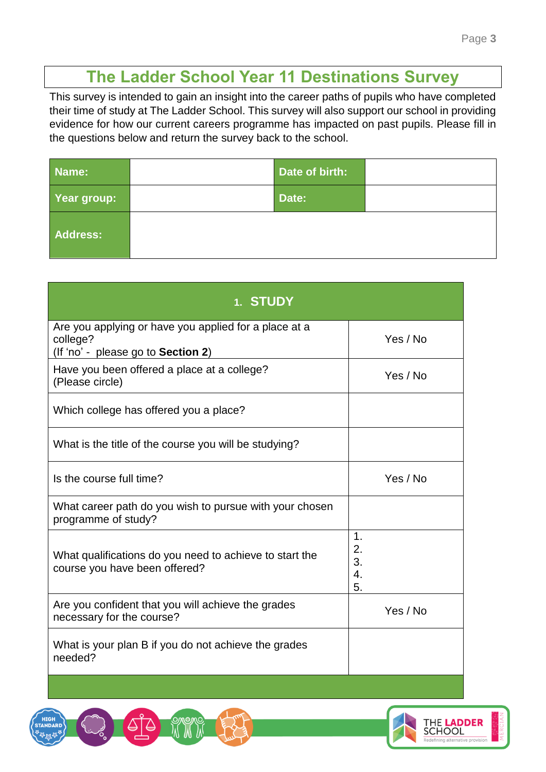# The Ladder School Year 11 Destinations Survey

This survey is intended to gain an insight into the career paths of pupils who have completed their time of study at The Ladder School. This survey will also support our school in providing evidence for how our current careers programme has impacted on past pupils. Please fill in the questions below and return the survey back to the school.

| **Name:** | | **Date of birth:** | |
|---|---|---|---|
| **Year group:** | | **Date:** | |
| **Address:** | | | |

| 1. **STUDY** | |
|---|---|
| Are you applying or have you applied for a place at a college?<br>(If 'no' - please go to **Section 2**) | Yes / No |
| Have you been offered a place at a college?<br>(Please circle) | Yes / No |
| Which college has offered you a place? | |
| What is the title of the course you will be studying? | |
| Is the course full time? | Yes / No |
| What career path do you wish to pursue with your chosen programme of study? | |
| What qualifications do you need to achieve to start the course you have been offered? | 1.<br>2.<br>3.<br>4.<br>5. |
| Are you confident that you will achieve the grades necessary for the course? | Yes / No |
| What is your plan B if you do not achieve the grades needed? | |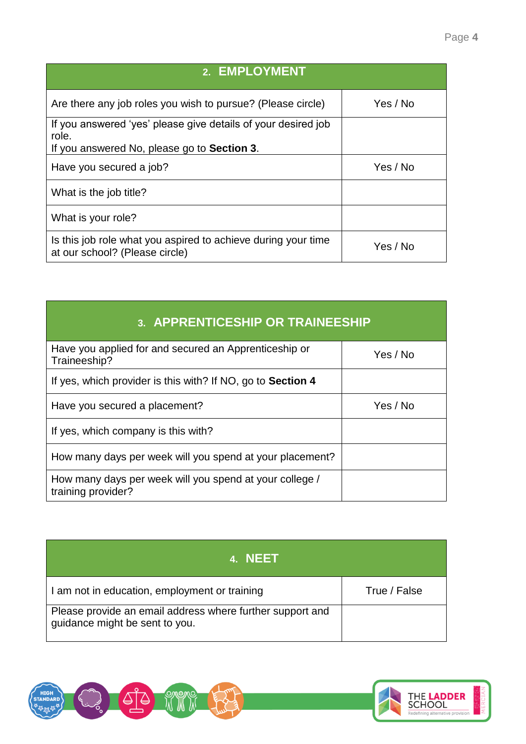| 2. EMPLOYMENT | |
|---|---|
| Are there any job roles you wish to pursue? (Please circle) | Yes / No |
| If you answered 'yes' please give details of your desired job role.<br>If you answered No, please go to **Section 3**. | |
| Have you secured a job? | Yes / No |
| What is the job title? | |
| What is your role? | |
| Is this job role what you aspired to achieve during your time at our school? (Please circle) | Yes / No |

| 3. APPRENTICESHIP OR TRAINEESHIP | |
|---|---|
| Have you applied for and secured an Apprenticeship or Traineeship? | Yes / No |
| If yes, which provider is this with? If NO, go to **Section 4** | |
| Have you secured a placement? | Yes / No |
| If yes, which company is this with? | |
| How many days per week will you spend at your placement? | |
| How many days per week will you spend at your college / training provider? | |

| 4. NEET | |
|---|---|
| I am not in education, employment or training | True / False |
| Please provide an email address where further support and guidance might be sent to you. | |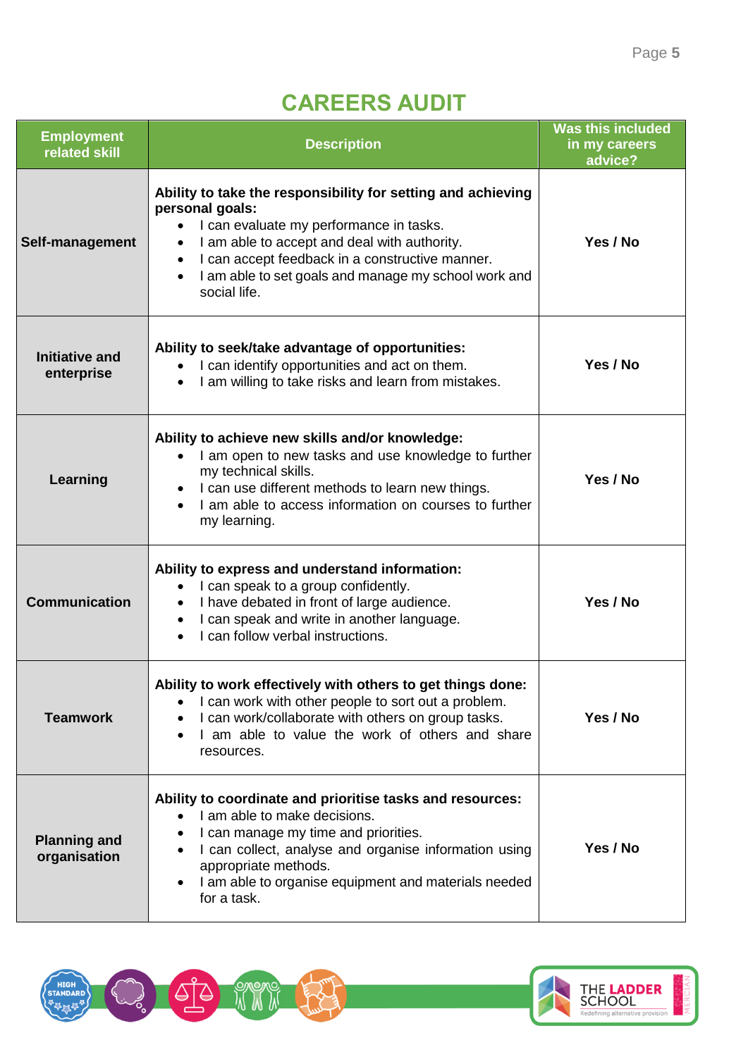# CAREERS AUDIT

| Employment related skill | Description | Was this included in my careers advice? |
|---|---|---|
| **Self-management** | **Ability to take the responsibility for setting and achieving personal goals:**<br>• I can evaluate my performance in tasks.<br>• I am able to accept and deal with authority.<br>• I can accept feedback in a constructive manner.<br>• I am able to set goals and manage my school work and social life. | **Yes / No** |
| **Initiative and enterprise** | **Ability to seek/take advantage of opportunities:**<br>• I can identify opportunities and act on them.<br>• I am willing to take risks and learn from mistakes. | **Yes / No** |
| **Learning** | **Ability to achieve new skills and/or knowledge:**<br>• I am open to new tasks and use knowledge to further my technical skills.<br>• I can use different methods to learn new things.<br>• I am able to access information on courses to further my learning. | **Yes / No** |
| **Communication** | **Ability to express and understand information:**<br>• I can speak to a group confidently.<br>• I have debated in front of large audience.<br>• I can speak and write in another language.<br>• I can follow verbal instructions. | **Yes / No** |
| **Teamwork** | **Ability to work effectively with others to get things done:**<br>• I can work with other people to sort out a problem.<br>• I can work/collaborate with others on group tasks.<br>• I am able to value the work of others and share resources. | **Yes / No** |
| **Planning and organisation** | **Ability to coordinate and prioritise tasks and resources:**<br>• I am able to make decisions.<br>• I can manage my time and priorities.<br>• I can collect, analyse and organise information using appropriate methods.<br>• I am able to organise equipment and materials needed for a task. | **Yes / No** |